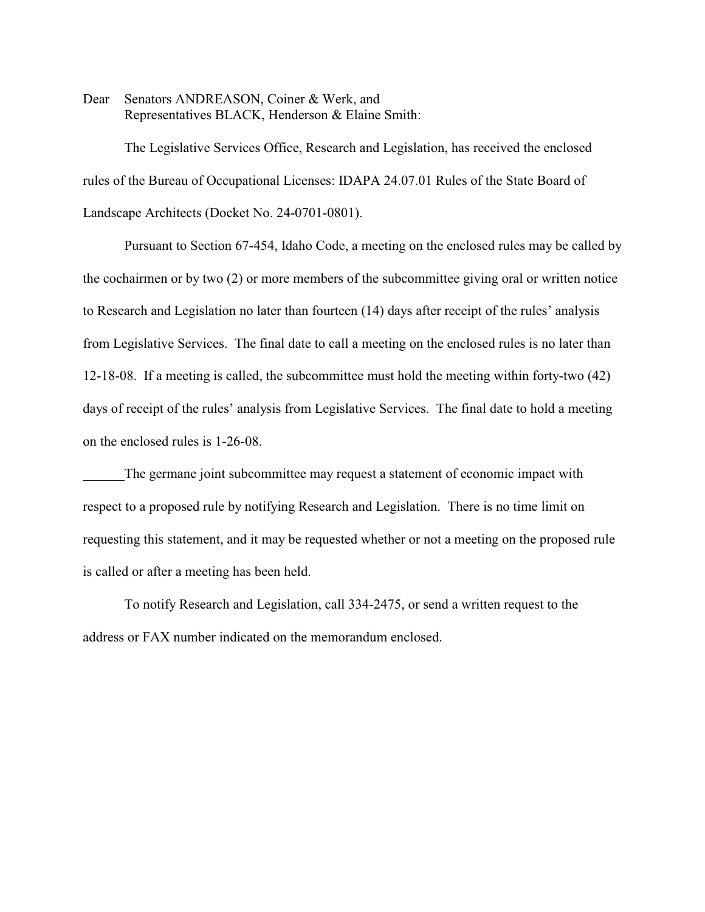Dear Senators ANDREASON, Coiner & Werk, and
Representatives BLACK, Henderson & Elaine Smith:

The Legislative Services Office, Research and Legislation, has received the enclosed rules of the Bureau of Occupational Licenses: IDAPA 24.07.01 Rules of the State Board of Landscape Architects (Docket No. 24-0701-0801).

Pursuant to Section 67-454, Idaho Code, a meeting on the enclosed rules may be called by the cochairmen or by two (2) or more members of the subcommittee giving oral or written notice to Research and Legislation no later than fourteen (14) days after receipt of the rules' analysis from Legislative Services. The final date to call a meeting on the enclosed rules is no later than 12-18-08. If a meeting is called, the subcommittee must hold the meeting within forty-two (42) days of receipt of the rules' analysis from Legislative Services. The final date to hold a meeting on the enclosed rules is 1-26-08.

______The germane joint subcommittee may request a statement of economic impact with respect to a proposed rule by notifying Research and Legislation. There is no time limit on requesting this statement, and it may be requested whether or not a meeting on the proposed rule is called or after a meeting has been held.

To notify Research and Legislation, call 334-2475, or send a written request to the address or FAX number indicated on the memorandum enclosed.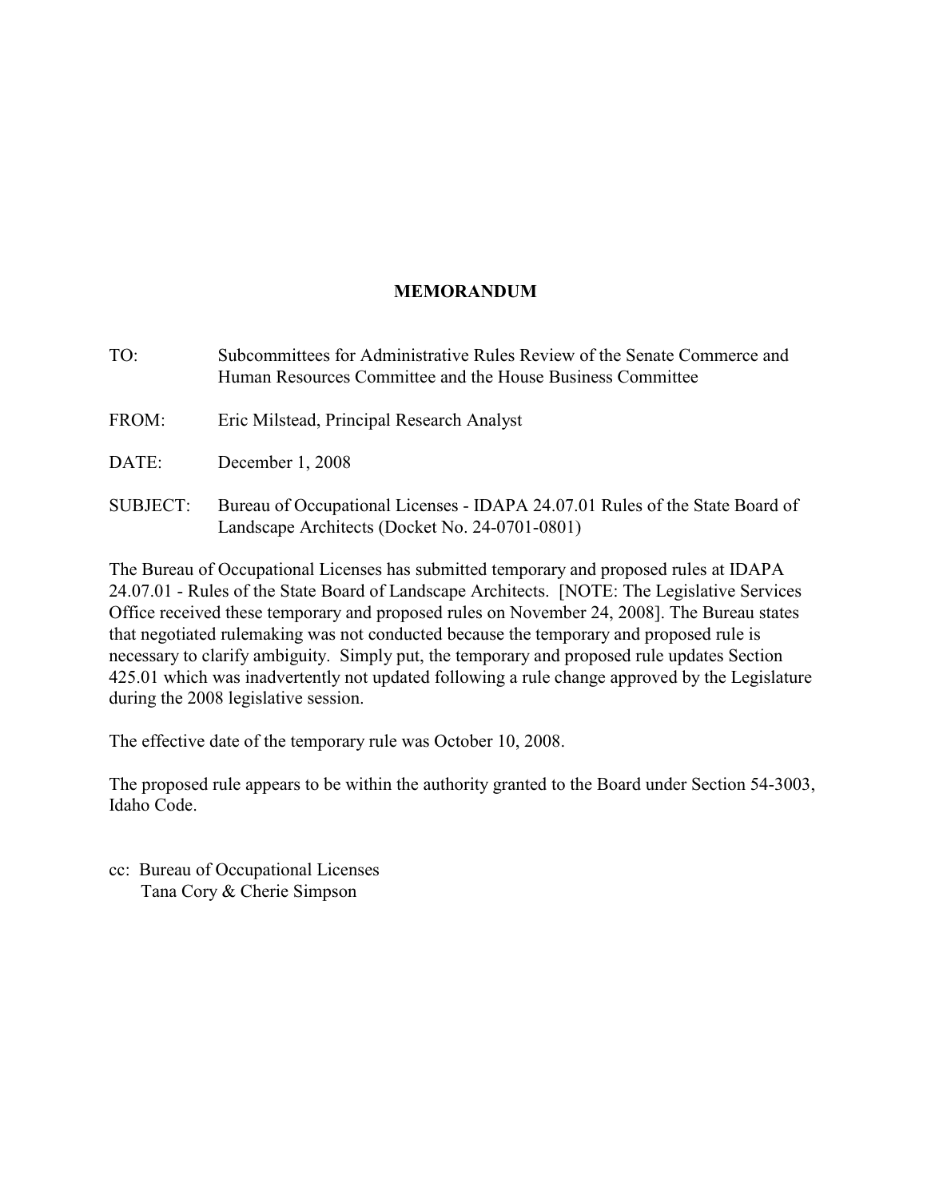# MEMORANDUM

TO: Subcommittees for Administrative Rules Review of the Senate Commerce and Human Resources Committee and the House Business Committee

FROM: Eric Milstead, Principal Research Analyst

DATE: December 1, 2008

SUBJECT: Bureau of Occupational Licenses - IDAPA 24.07.01 Rules of the State Board of Landscape Architects (Docket No. 24-0701-0801)

The Bureau of Occupational Licenses has submitted temporary and proposed rules at IDAPA 24.07.01 - Rules of the State Board of Landscape Architects. [NOTE: The Legislative Services Office received these temporary and proposed rules on November 24, 2008]. The Bureau states that negotiated rulemaking was not conducted because the temporary and proposed rule is necessary to clarify ambiguity. Simply put, the temporary and proposed rule updates Section 425.01 which was inadvertently not updated following a rule change approved by the Legislature during the 2008 legislative session.

The effective date of the temporary rule was October 10, 2008.

The proposed rule appears to be within the authority granted to the Board under Section 54-3003, Idaho Code.

cc: Bureau of Occupational Licenses
Tana Cory & Cherie Simpson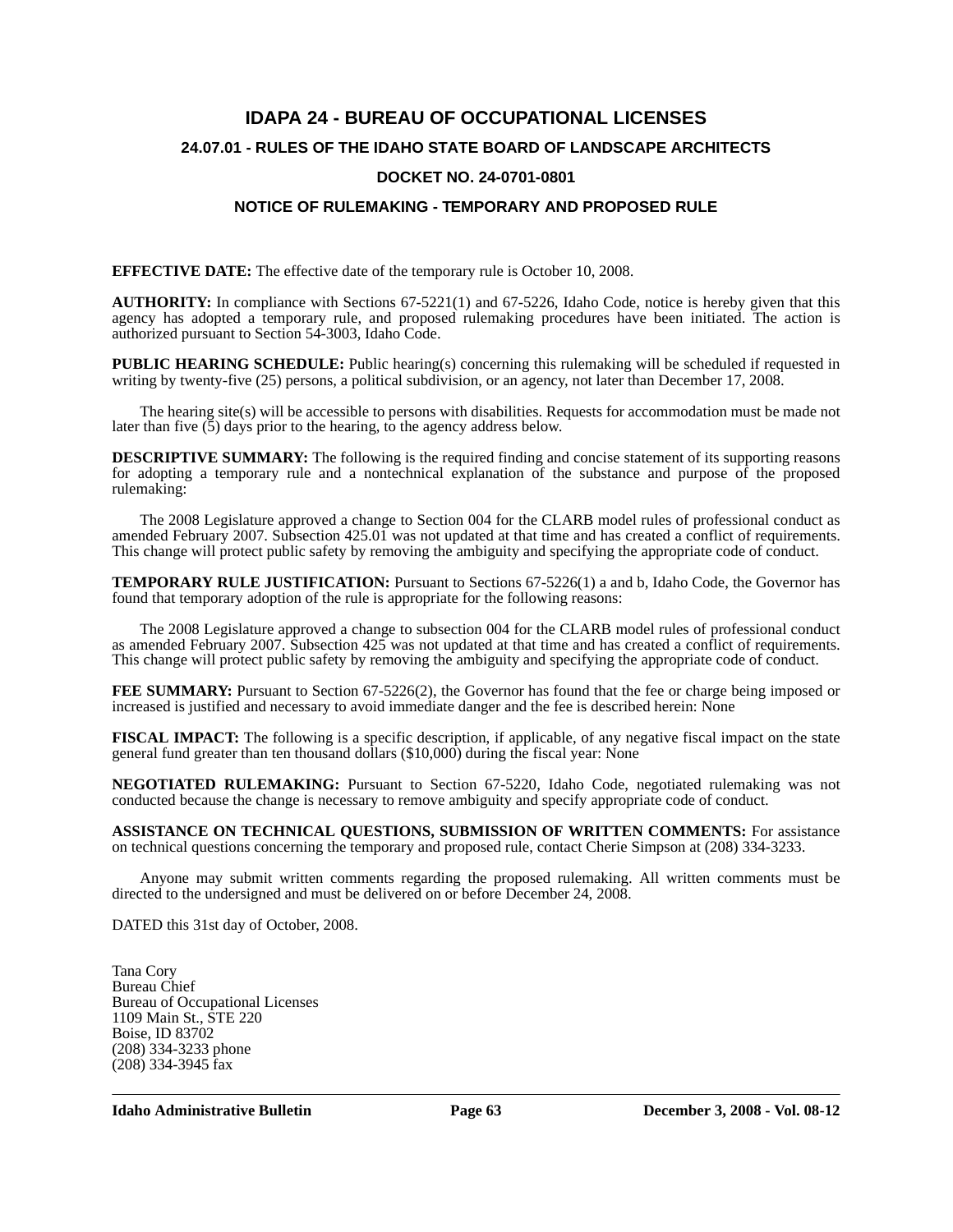# IDAPA 24 - BUREAU OF OCCUPATIONAL LICENSES

## 24.07.01 - RULES OF THE IDAHO STATE BOARD OF LANDSCAPE ARCHITECTS

## DOCKET NO. 24-0701-0801

## NOTICE OF RULEMAKING - TEMPORARY AND PROPOSED RULE

**EFFECTIVE DATE:** The effective date of the temporary rule is October 10, 2008.

**AUTHORITY:** In compliance with Sections 67-5221(1) and 67-5226, Idaho Code, notice is hereby given that this agency has adopted a temporary rule, and proposed rulemaking procedures have been initiated. The action is authorized pursuant to Section 54-3003, Idaho Code.

**PUBLIC HEARING SCHEDULE:** Public hearing(s) concerning this rulemaking will be scheduled if requested in writing by twenty-five (25) persons, a political subdivision, or an agency, not later than December 17, 2008.

The hearing site(s) will be accessible to persons with disabilities. Requests for accommodation must be made not later than five (5) days prior to the hearing, to the agency address below.

**DESCRIPTIVE SUMMARY:** The following is the required finding and concise statement of its supporting reasons for adopting a temporary rule and a nontechnical explanation of the substance and purpose of the proposed rulemaking:

The 2008 Legislature approved a change to Section 004 for the CLARB model rules of professional conduct as amended February 2007. Subsection 425.01 was not updated at that time and has created a conflict of requirements. This change will protect public safety by removing the ambiguity and specifying the appropriate code of conduct.

**TEMPORARY RULE JUSTIFICATION:** Pursuant to Sections 67-5226(1) a and b, Idaho Code, the Governor has found that temporary adoption of the rule is appropriate for the following reasons:

The 2008 Legislature approved a change to subsection 004 for the CLARB model rules of professional conduct as amended February 2007. Subsection 425 was not updated at that time and has created a conflict of requirements. This change will protect public safety by removing the ambiguity and specifying the appropriate code of conduct.

**FEE SUMMARY:** Pursuant to Section 67-5226(2), the Governor has found that the fee or charge being imposed or increased is justified and necessary to avoid immediate danger and the fee is described herein: None

**FISCAL IMPACT:** The following is a specific description, if applicable, of any negative fiscal impact on the state general fund greater than ten thousand dollars ($10,000) during the fiscal year: None

**NEGOTIATED RULEMAKING:** Pursuant to Section 67-5220, Idaho Code, negotiated rulemaking was not conducted because the change is necessary to remove ambiguity and specify appropriate code of conduct.

**ASSISTANCE ON TECHNICAL QUESTIONS, SUBMISSION OF WRITTEN COMMENTS:** For assistance on technical questions concerning the temporary and proposed rule, contact Cherie Simpson at (208) 334-3233.

Anyone may submit written comments regarding the proposed rulemaking. All written comments must be directed to the undersigned and must be delivered on or before December 24, 2008.

DATED this 31st day of October, 2008.

Tana Cory
Bureau Chief
Bureau of Occupational Licenses
1109 Main St., STE 220
Boise, ID 83702
(208) 334-3233 phone
(208) 334-3945 fax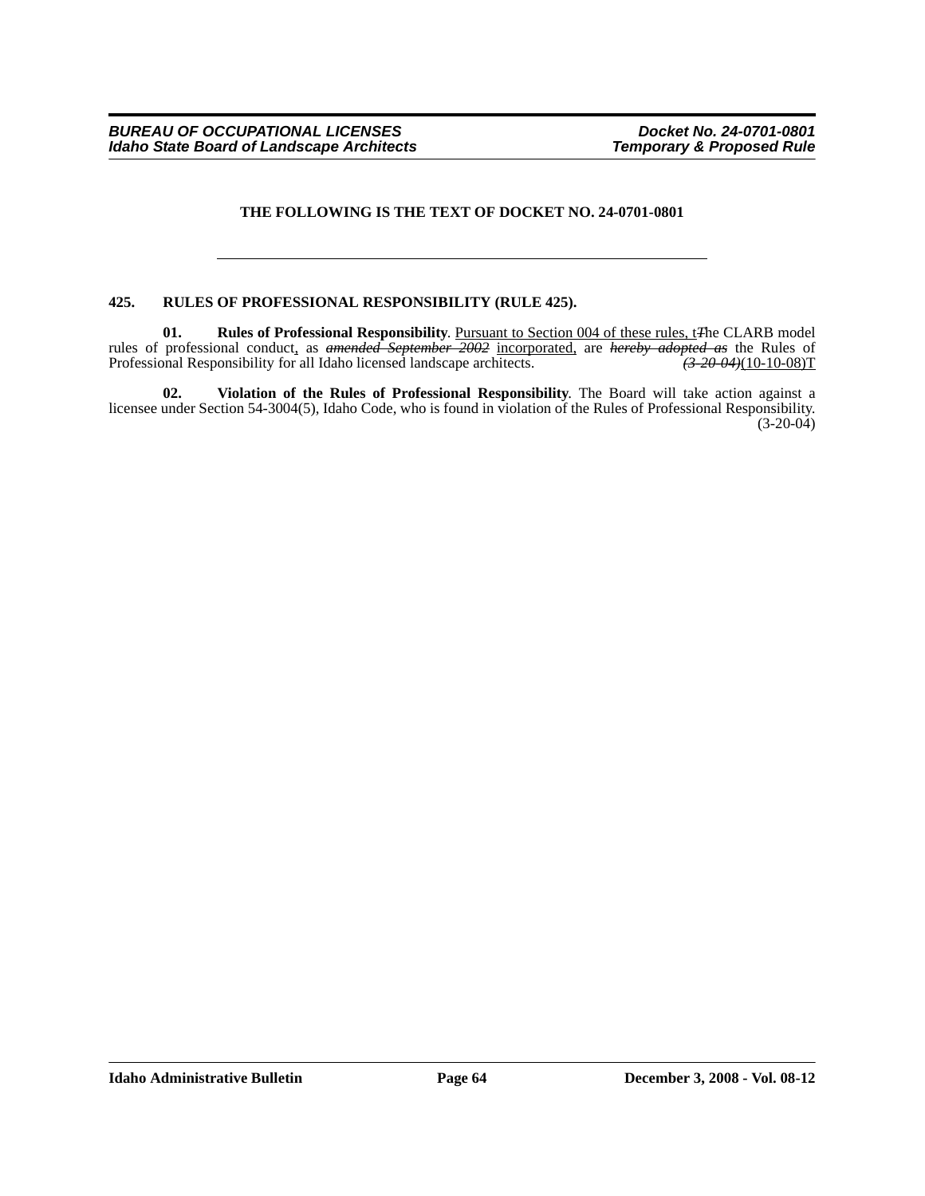**THE FOLLOWING IS THE TEXT OF DOCKET NO. 24-0701-0801**

---

**425. RULES OF PROFESSIONAL RESPONSIBILITY (RULE 425).**

**01. Rules of Professional Responsibility**. Pursuant to Section 004 of these rules, t~~T~~he CLARB model rules of professional conduct, as ~~*amended September 2002*~~ incorporated, are ~~*hereby adopted as*~~ the Rules of Professional Responsibility for all Idaho licensed landscape architects. ~~*(3-20-04)*~~(10-10-08)T

**02. Violation of the Rules of Professional Responsibility**. The Board will take action against a licensee under Section 54-3004(5), Idaho Code, who is found in violation of the Rules of Professional Responsibility. (3-20-04)